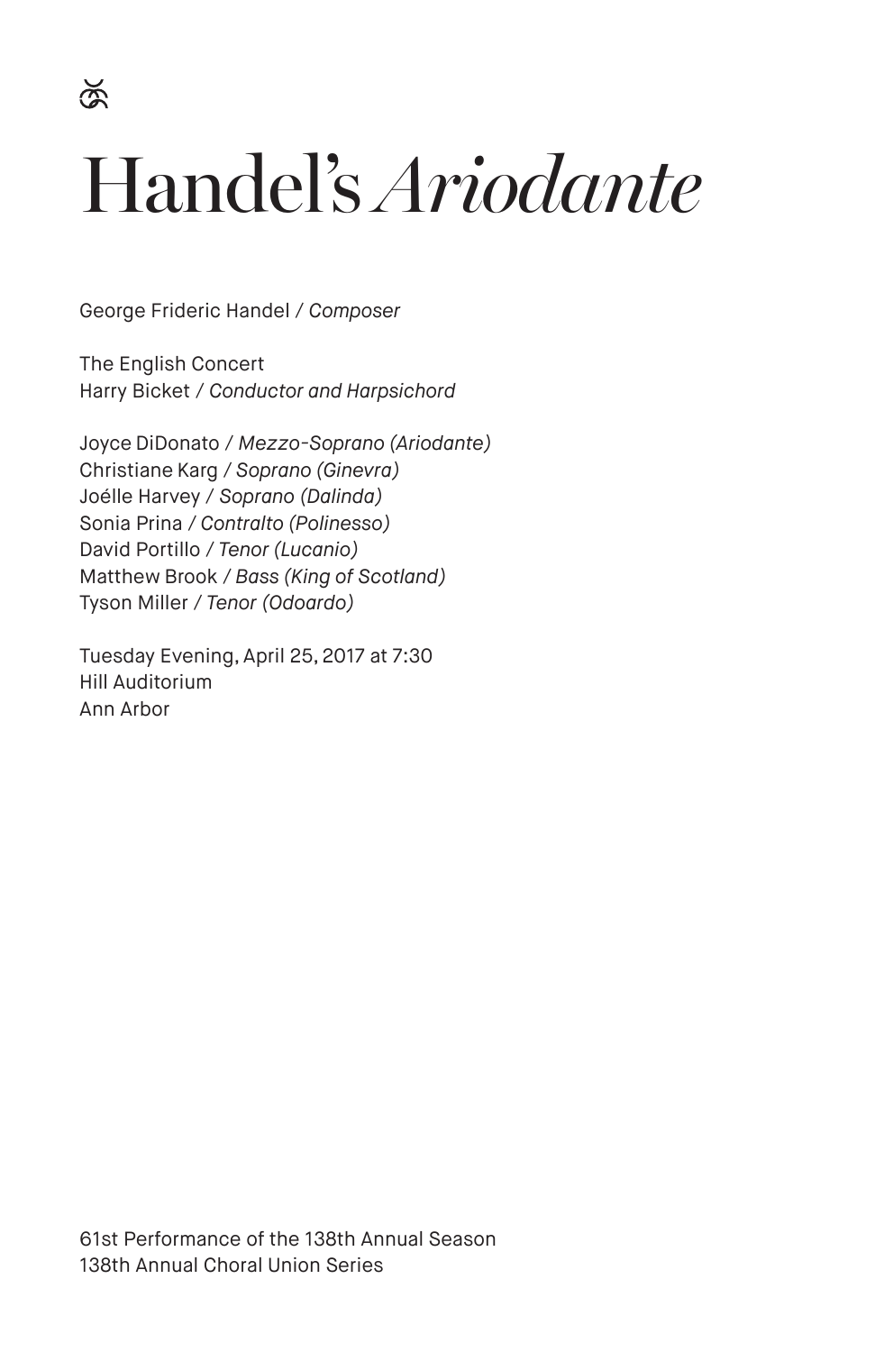# Handel's *Ariodante*

George Frideric Handel / *Composer*

The English Concert
Harry Bicket / *Conductor and Harpsichord*

Joyce DiDonato / *Mezzo-Soprano (Ariodante)*
Christiane Karg / *Soprano (Ginevra)*
Joélle Harvey / *Soprano (Dalinda)*
Sonia Prina / *Contralto (Polinesso)*
David Portillo / *Tenor (Lucanio)*
Matthew Brook / *Bass (King of Scotland)*
Tyson Miller / *Tenor (Odoardo)*

Tuesday Evening, April 25, 2017 at 7:30
Hill Auditorium
Ann Arbor

61st Performance of the 138th Annual Season
138th Annual Choral Union Series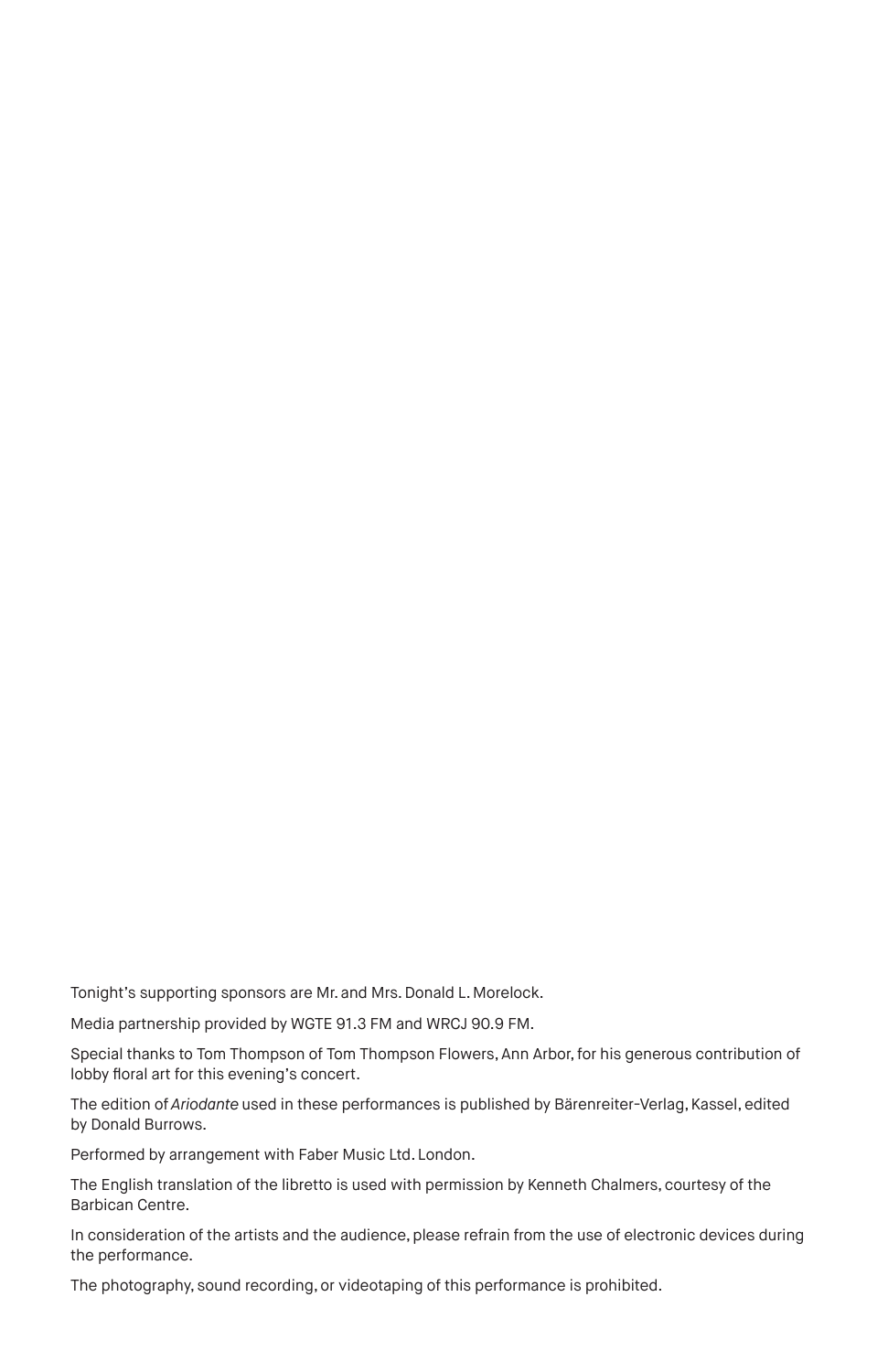Tonight's supporting sponsors are Mr. and Mrs. Donald L. Morelock.

Media partnership provided by WGTE 91.3 FM and WRCJ 90.9 FM.

Special thanks to Tom Thompson of Tom Thompson Flowers, Ann Arbor, for his generous contribution of lobby floral art for this evening's concert.

The edition of *Ariodante* used in these performances is published by Bärenreiter-Verlag, Kassel, edited by Donald Burrows.

Performed by arrangement with Faber Music Ltd. London.

The English translation of the libretto is used with permission by Kenneth Chalmers, courtesy of the Barbican Centre.

In consideration of the artists and the audience, please refrain from the use of electronic devices during the performance.

The photography, sound recording, or videotaping of this performance is prohibited.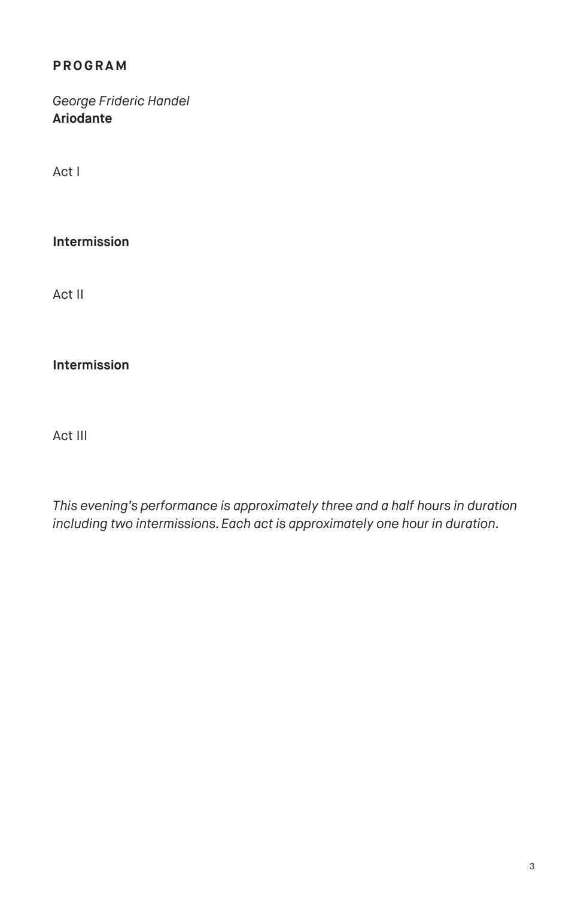## PROGRAM

*George Frideric Handel*
**Ariodante**

Act I

**Intermission**

Act II

**Intermission**

Act III

*This evening's performance is approximately three and a half hours in duration including two intermissions. Each act is approximately one hour in duration.*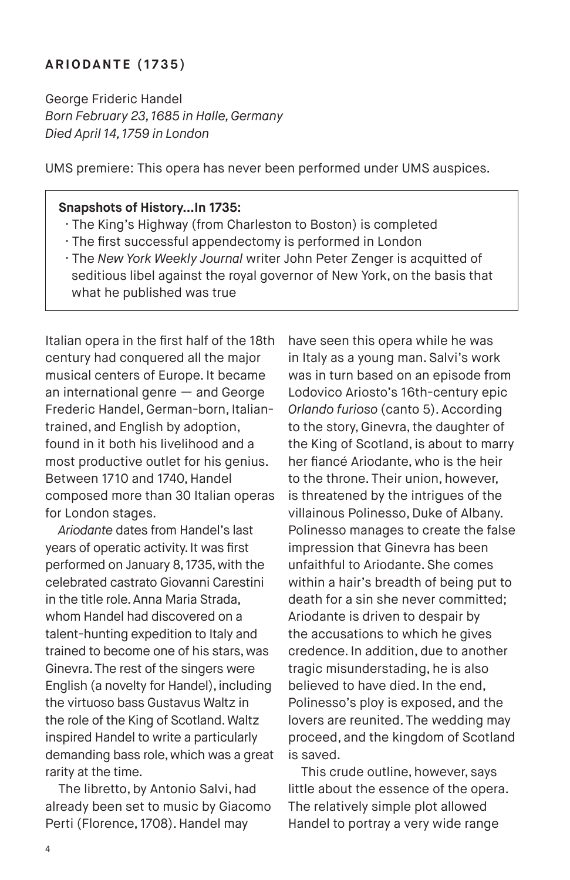## ARIODANTE (1735)

George Frideric Handel
*Born February 23, 1685 in Halle, Germany*
*Died April 14, 1759 in London*

UMS premiere: This opera has never been performed under UMS auspices.

> **Snapshots of History...In 1735:**
> - The King's Highway (from Charleston to Boston) is completed
> - The first successful appendectomy is performed in London
> - The *New York Weekly Journal* writer John Peter Zenger is acquitted of seditious libel against the royal governor of New York, on the basis that what he published was true

Italian opera in the first half of the 18th century had conquered all the major musical centers of Europe. It became an international genre — and George Frederic Handel, German-born, Italian-trained, and English by adoption, found in it both his livelihood and a most productive outlet for his genius. Between 1710 and 1740, Handel composed more than 30 Italian operas for London stages.

*Ariodante* dates from Handel's last years of operatic activity. It was first performed on January 8, 1735, with the celebrated castrato Giovanni Carestini in the title role. Anna Maria Strada, whom Handel had discovered on a talent-hunting expedition to Italy and trained to become one of his stars, was Ginevra. The rest of the singers were English (a novelty for Handel), including the virtuoso bass Gustavus Waltz in the role of the King of Scotland. Waltz inspired Handel to write a particularly demanding bass role, which was a great rarity at the time.

The libretto, by Antonio Salvi, had already been set to music by Giacomo Perti (Florence, 1708). Handel may have seen this opera while he was in Italy as a young man. Salvi's work was in turn based on an episode from Lodovico Ariosto's 16th-century epic *Orlando furioso* (canto 5). According to the story, Ginevra, the daughter of the King of Scotland, is about to marry her fiancé Ariodante, who is the heir to the throne. Their union, however, is threatened by the intrigues of the villainous Polinesso, Duke of Albany. Polinesso manages to create the false impression that Ginevra has been unfaithful to Ariodante. She comes within a hair's breadth of being put to death for a sin she never committed; Ariodante is driven to despair by the accusations to which he gives credence. In addition, due to another tragic misunderstading, he is also believed to have died. In the end, Polinesso's ploy is exposed, and the lovers are reunited. The wedding may proceed, and the kingdom of Scotland is saved.

This crude outline, however, says little about the essence of the opera. The relatively simple plot allowed Handel to portray a very wide range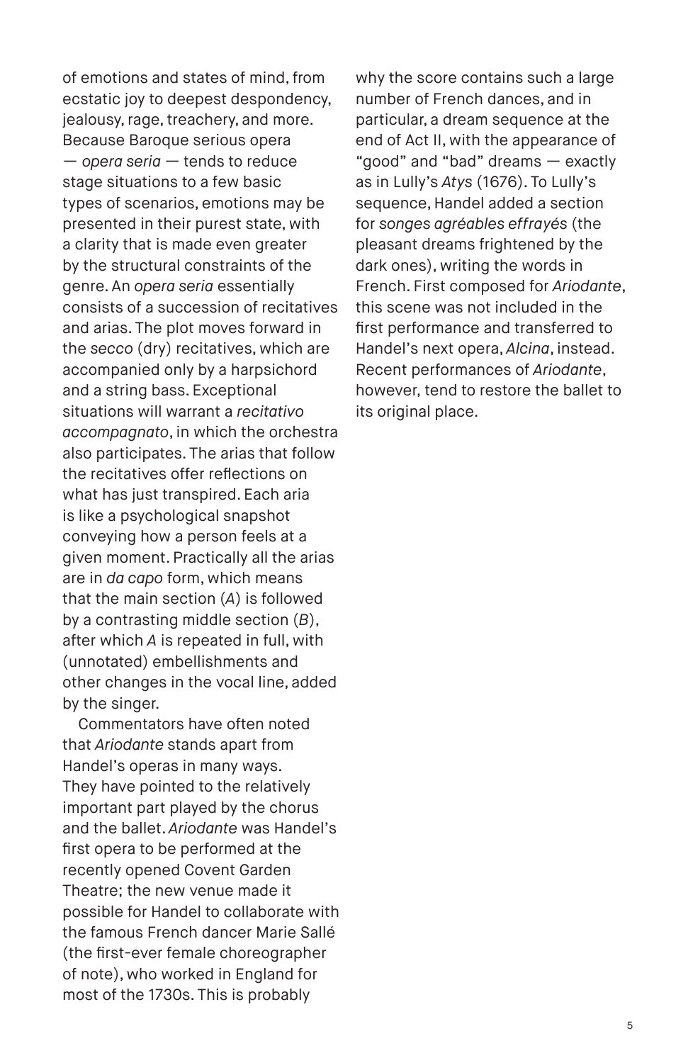of emotions and states of mind, from ecstatic joy to deepest despondency, jealousy, rage, treachery, and more. Because Baroque serious opera — *opera seria* — tends to reduce stage situations to a few basic types of scenarios, emotions may be presented in their purest state, with a clarity that is made even greater by the structural constraints of the genre. An *opera seria* essentially consists of a succession of recitatives and arias. The plot moves forward in the *secco* (dry) recitatives, which are accompanied only by a harpsichord and a string bass. Exceptional situations will warrant a *recitativo accompagnato*, in which the orchestra also participates. The arias that follow the recitatives offer reflections on what has just transpired. Each aria is like a psychological snapshot conveying how a person feels at a given moment. Practically all the arias are in *da capo* form, which means that the main section (*A*) is followed by a contrasting middle section (*B*), after which *A* is repeated in full, with (unnotated) embellishments and other changes in the vocal line, added by the singer.

Commentators have often noted that *Ariodante* stands apart from Handel's operas in many ways. They have pointed to the relatively important part played by the chorus and the ballet. *Ariodante* was Handel's first opera to be performed at the recently opened Covent Garden Theatre; the new venue made it possible for Handel to collaborate with the famous French dancer Marie Sallé (the first-ever female choreographer of note), who worked in England for most of the 1730s. This is probably why the score contains such a large number of French dances, and in particular, a dream sequence at the end of Act II, with the appearance of "good" and "bad" dreams — exactly as in Lully's *Atys* (1676). To Lully's sequence, Handel added a section for *songes agréables effrayés* (the pleasant dreams frightened by the dark ones), writing the words in French. First composed for *Ariodante*, this scene was not included in the first performance and transferred to Handel's next opera, *Alcina*, instead. Recent performances of *Ariodante*, however, tend to restore the ballet to its original place.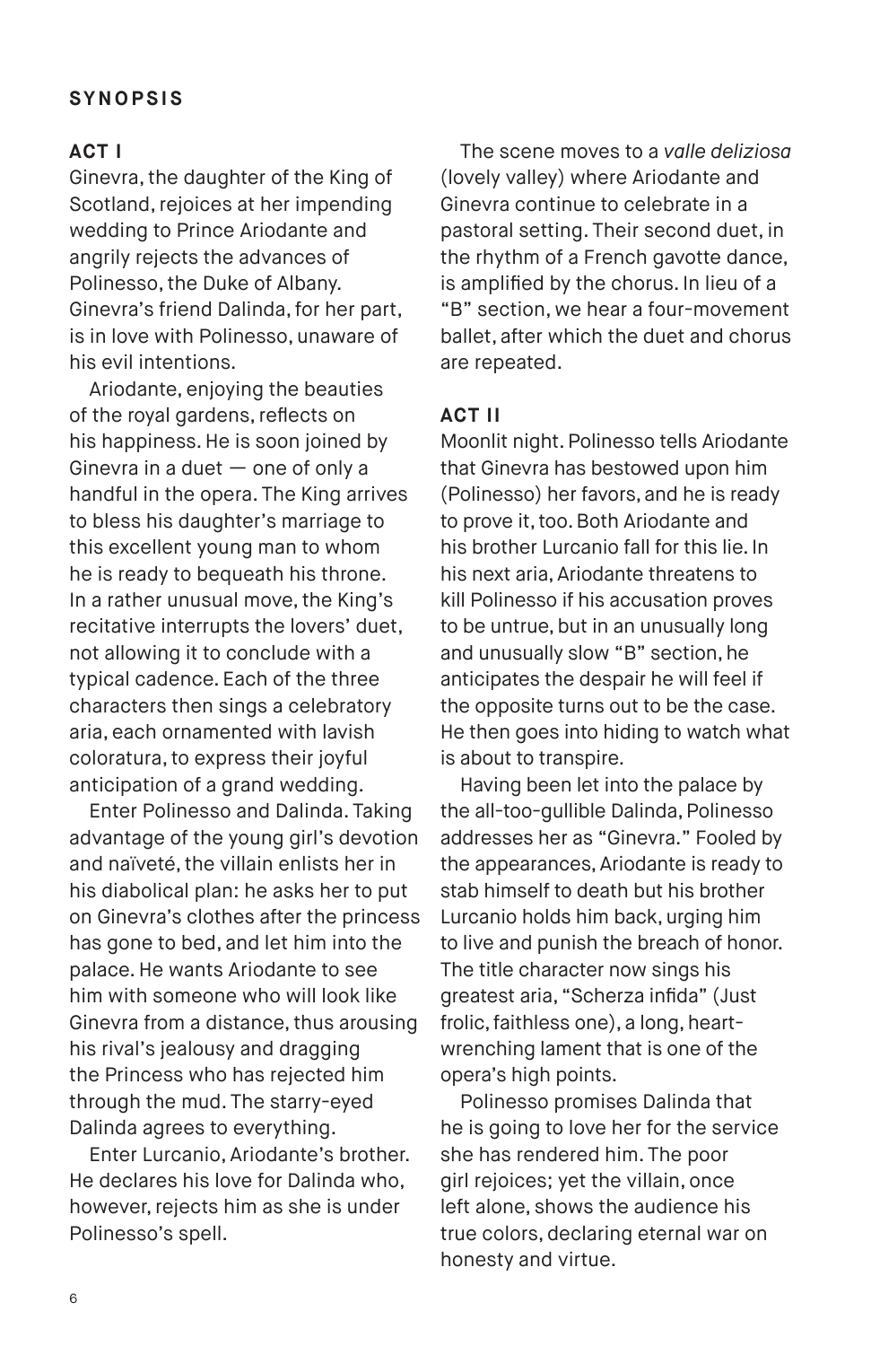## SYNOPSIS

### ACT I

Ginevra, the daughter of the King of Scotland, rejoices at her impending wedding to Prince Ariodante and angrily rejects the advances of Polinesso, the Duke of Albany. Ginevra's friend Dalinda, for her part, is in love with Polinesso, unaware of his evil intentions.

Ariodante, enjoying the beauties of the royal gardens, reflects on his happiness. He is soon joined by Ginevra in a duet — one of only a handful in the opera. The King arrives to bless his daughter's marriage to this excellent young man to whom he is ready to bequeath his throne. In a rather unusual move, the King's recitative interrupts the lovers' duet, not allowing it to conclude with a typical cadence. Each of the three characters then sings a celebratory aria, each ornamented with lavish coloratura, to express their joyful anticipation of a grand wedding.

Enter Polinesso and Dalinda. Taking advantage of the young girl's devotion and naïveté, the villain enlists her in his diabolical plan: he asks her to put on Ginevra's clothes after the princess has gone to bed, and let him into the palace. He wants Ariodante to see him with someone who will look like Ginevra from a distance, thus arousing his rival's jealousy and dragging the Princess who has rejected him through the mud. The starry-eyed Dalinda agrees to everything.

Enter Lurcanio, Ariodante's brother. He declares his love for Dalinda who, however, rejects him as she is under Polinesso's spell.

The scene moves to a *valle deliziosa* (lovely valley) where Ariodante and Ginevra continue to celebrate in a pastoral setting. Their second duet, in the rhythm of a French gavotte dance, is amplified by the chorus. In lieu of a "B" section, we hear a four-movement ballet, after which the duet and chorus are repeated.

### ACT II

Moonlit night. Polinesso tells Ariodante that Ginevra has bestowed upon him (Polinesso) her favors, and he is ready to prove it, too. Both Ariodante and his brother Lurcanio fall for this lie. In his next aria, Ariodante threatens to kill Polinesso if his accusation proves to be untrue, but in an unusually long and unusually slow "B" section, he anticipates the despair he will feel if the opposite turns out to be the case. He then goes into hiding to watch what is about to transpire.

Having been let into the palace by the all-too-gullible Dalinda, Polinesso addresses her as "Ginevra." Fooled by the appearances, Ariodante is ready to stab himself to death but his brother Lurcanio holds him back, urging him to live and punish the breach of honor. The title character now sings his greatest aria, "Scherza infida" (Just frolic, faithless one), a long, heart-wrenching lament that is one of the opera's high points.

Polinesso promises Dalinda that he is going to love her for the service she has rendered him. The poor girl rejoices; yet the villain, once left alone, shows the audience his true colors, declaring eternal war on honesty and virtue.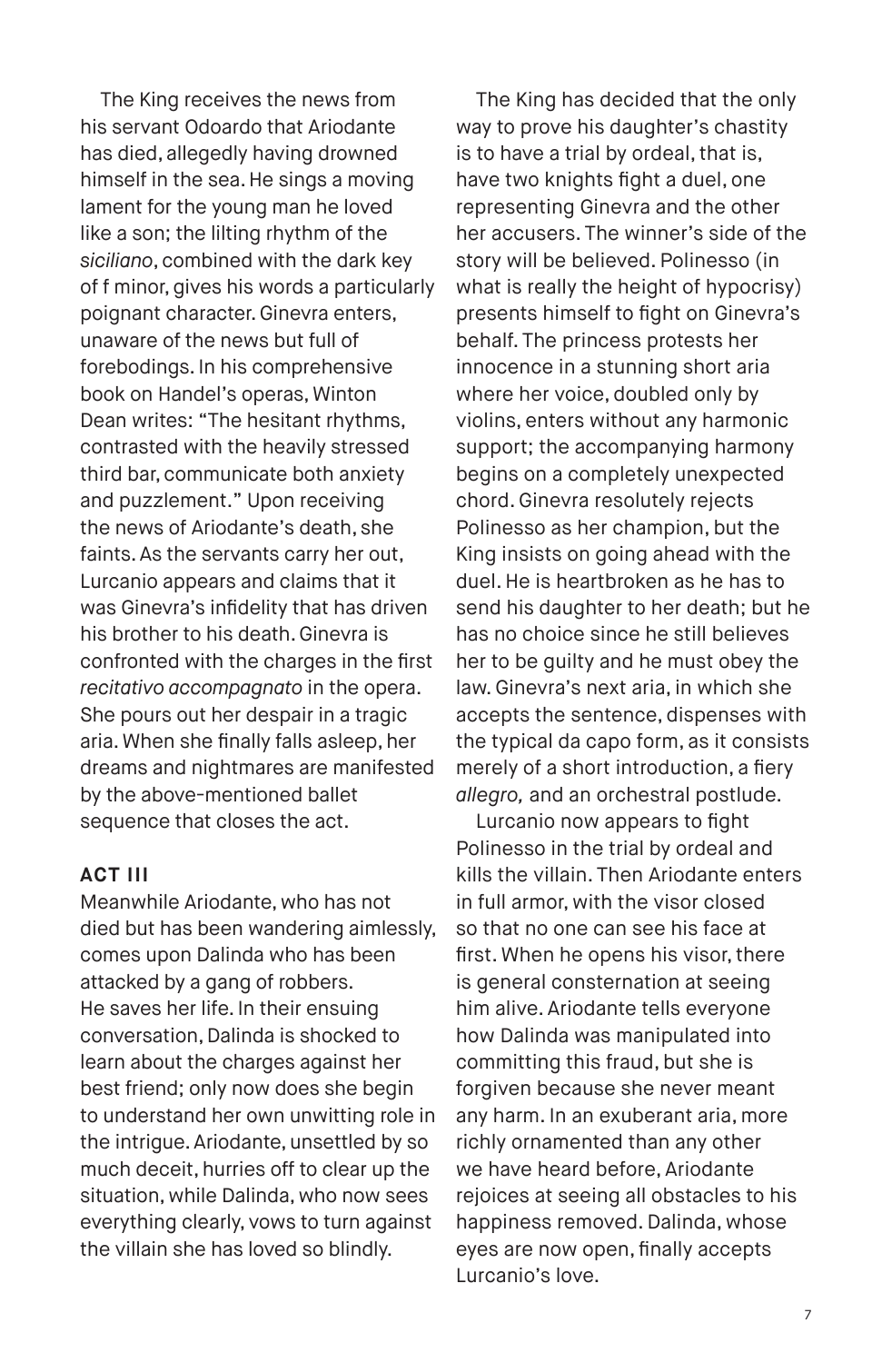The King receives the news from his servant Odoardo that Ariodante has died, allegedly having drowned himself in the sea. He sings a moving lament for the young man he loved like a son; the lilting rhythm of the *siciliano*, combined with the dark key of f minor, gives his words a particularly poignant character. Ginevra enters, unaware of the news but full of forebodings. In his comprehensive book on Handel's operas, Winton Dean writes: "The hesitant rhythms, contrasted with the heavily stressed third bar, communicate both anxiety and puzzlement." Upon receiving the news of Ariodante's death, she faints. As the servants carry her out, Lurcanio appears and claims that it was Ginevra's infidelity that has driven his brother to his death. Ginevra is confronted with the charges in the first *recitativo accompagnato* in the opera. She pours out her despair in a tragic aria. When she finally falls asleep, her dreams and nightmares are manifested by the above-mentioned ballet sequence that closes the act.

**ACT III**

Meanwhile Ariodante, who has not died but has been wandering aimlessly, comes upon Dalinda who has been attacked by a gang of robbers. He saves her life. In their ensuing conversation, Dalinda is shocked to learn about the charges against her best friend; only now does she begin to understand her own unwitting role in the intrigue. Ariodante, unsettled by so much deceit, hurries off to clear up the situation, while Dalinda, who now sees everything clearly, vows to turn against the villain she has loved so blindly.

The King has decided that the only way to prove his daughter's chastity is to have a trial by ordeal, that is, have two knights fight a duel, one representing Ginevra and the other her accusers. The winner's side of the story will be believed. Polinesso (in what is really the height of hypocrisy) presents himself to fight on Ginevra's behalf. The princess protests her innocence in a stunning short aria where her voice, doubled only by violins, enters without any harmonic support; the accompanying harmony begins on a completely unexpected chord. Ginevra resolutely rejects Polinesso as her champion, but the King insists on going ahead with the duel. He is heartbroken as he has to send his daughter to her death; but he has no choice since he still believes her to be guilty and he must obey the law. Ginevra's next aria, in which she accepts the sentence, dispenses with the typical da capo form, as it consists merely of a short introduction, a fiery *allegro,* and an orchestral postlude.

Lurcanio now appears to fight Polinesso in the trial by ordeal and kills the villain. Then Ariodante enters in full armor, with the visor closed so that no one can see his face at first. When he opens his visor, there is general consternation at seeing him alive. Ariodante tells everyone how Dalinda was manipulated into committing this fraud, but she is forgiven because she never meant any harm. In an exuberant aria, more richly ornamented than any other we have heard before, Ariodante rejoices at seeing all obstacles to his happiness removed. Dalinda, whose eyes are now open, finally accepts Lurcanio's love.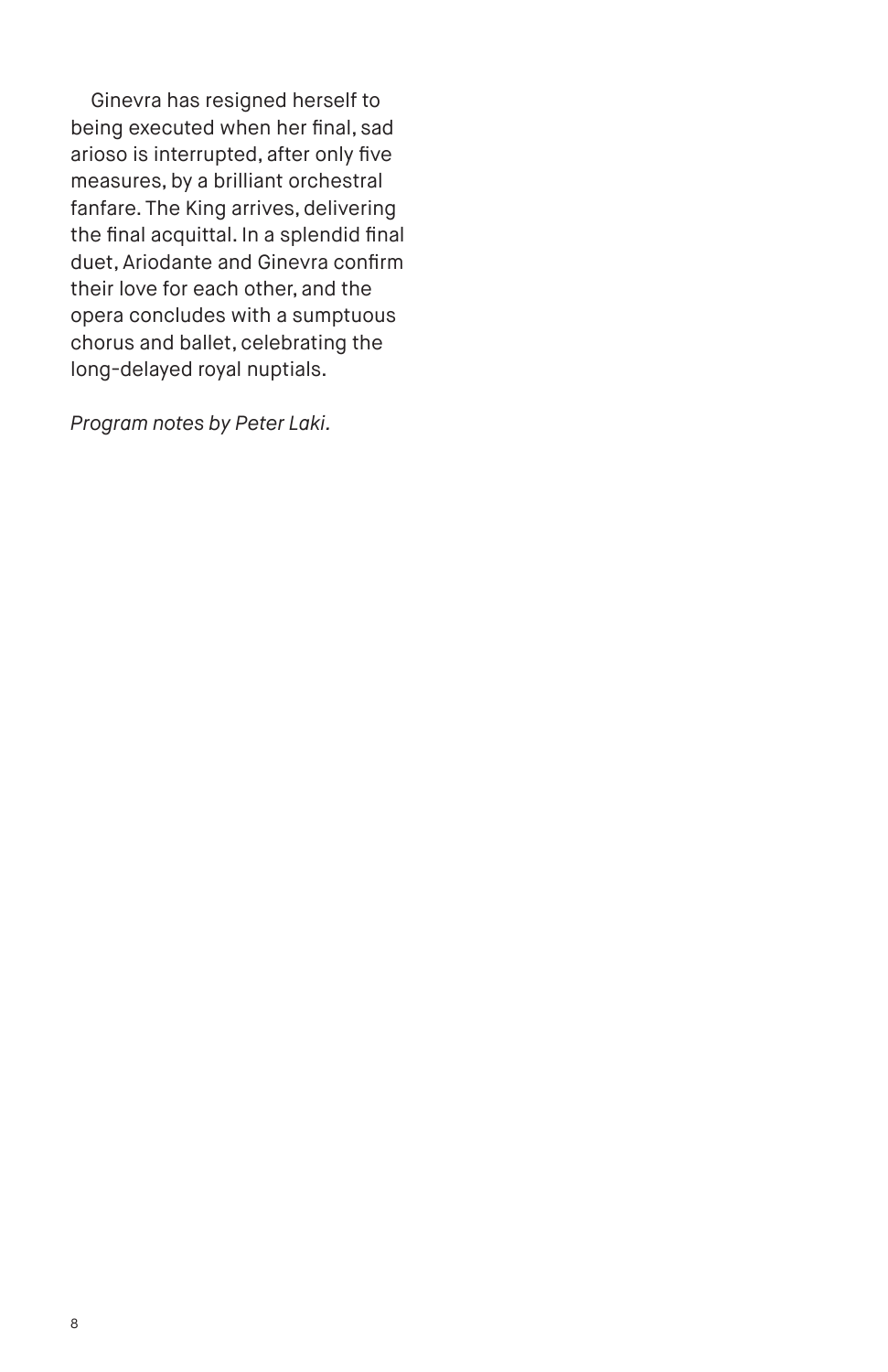Ginevra has resigned herself to being executed when her final, sad arioso is interrupted, after only five measures, by a brilliant orchestral fanfare. The King arrives, delivering the final acquittal. In a splendid final duet, Ariodante and Ginevra confirm their love for each other, and the opera concludes with a sumptuous chorus and ballet, celebrating the long-delayed royal nuptials.

*Program notes by Peter Laki.*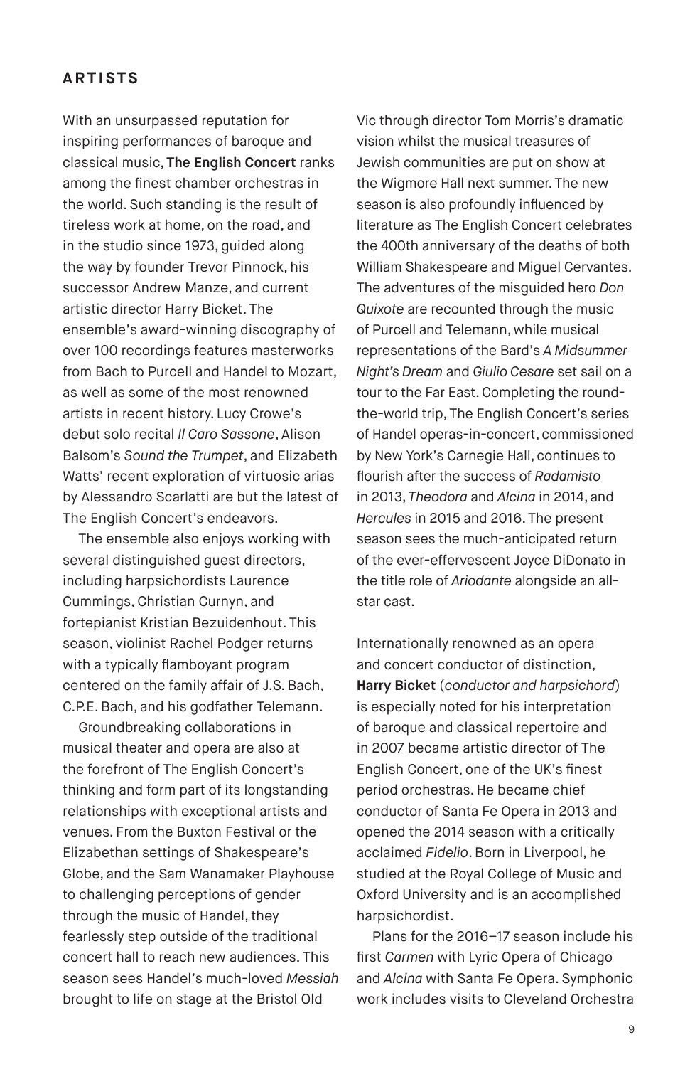## ARTISTS

With an unsurpassed reputation for inspiring performances of baroque and classical music, **The English Concert** ranks among the finest chamber orchestras in the world. Such standing is the result of tireless work at home, on the road, and in the studio since 1973, guided along the way by founder Trevor Pinnock, his successor Andrew Manze, and current artistic director Harry Bicket. The ensemble's award-winning discography of over 100 recordings features masterworks from Bach to Purcell and Handel to Mozart, as well as some of the most renowned artists in recent history. Lucy Crowe's debut solo recital *Il Caro Sassone*, Alison Balsom's *Sound the Trumpet*, and Elizabeth Watts' recent exploration of virtuosic arias by Alessandro Scarlatti are but the latest of The English Concert's endeavors.

The ensemble also enjoys working with several distinguished guest directors, including harpsichordists Laurence Cummings, Christian Curnyn, and fortepianist Kristian Bezuidenhout. This season, violinist Rachel Podger returns with a typically flamboyant program centered on the family affair of J.S. Bach, C.P.E. Bach, and his godfather Telemann.

Groundbreaking collaborations in musical theater and opera are also at the forefront of The English Concert's thinking and form part of its longstanding relationships with exceptional artists and venues. From the Buxton Festival or the Elizabethan settings of Shakespeare's Globe, and the Sam Wanamaker Playhouse to challenging perceptions of gender through the music of Handel, they fearlessly step outside of the traditional concert hall to reach new audiences. This season sees Handel's much-loved *Messiah* brought to life on stage at the Bristol Old Vic through director Tom Morris's dramatic vision whilst the musical treasures of Jewish communities are put on show at the Wigmore Hall next summer. The new season is also profoundly influenced by literature as The English Concert celebrates the 400th anniversary of the deaths of both William Shakespeare and Miguel Cervantes. The adventures of the misguided hero *Don Quixote* are recounted through the music of Purcell and Telemann, while musical representations of the Bard's *A Midsummer Night's Dream* and *Giulio Cesare* set sail on a tour to the Far East. Completing the round-the-world trip, The English Concert's series of Handel operas-in-concert, commissioned by New York's Carnegie Hall, continues to flourish after the success of *Radamisto* in 2013, *Theodora* and *Alcina* in 2014, and *Hercules* in 2015 and 2016. The present season sees the much-anticipated return of the ever-effervescent Joyce DiDonato in the title role of *Ariodante* alongside an all-star cast.

Internationally renowned as an opera and concert conductor of distinction, **Harry Bicket** (*conductor and harpsichord*) is especially noted for his interpretation of baroque and classical repertoire and in 2007 became artistic director of The English Concert, one of the UK's finest period orchestras. He became chief conductor of Santa Fe Opera in 2013 and opened the 2014 season with a critically acclaimed *Fidelio*. Born in Liverpool, he studied at the Royal College of Music and Oxford University and is an accomplished harpsichordist.

Plans for the 2016–17 season include his first *Carmen* with Lyric Opera of Chicago and *Alcina* with Santa Fe Opera. Symphonic work includes visits to Cleveland Orchestra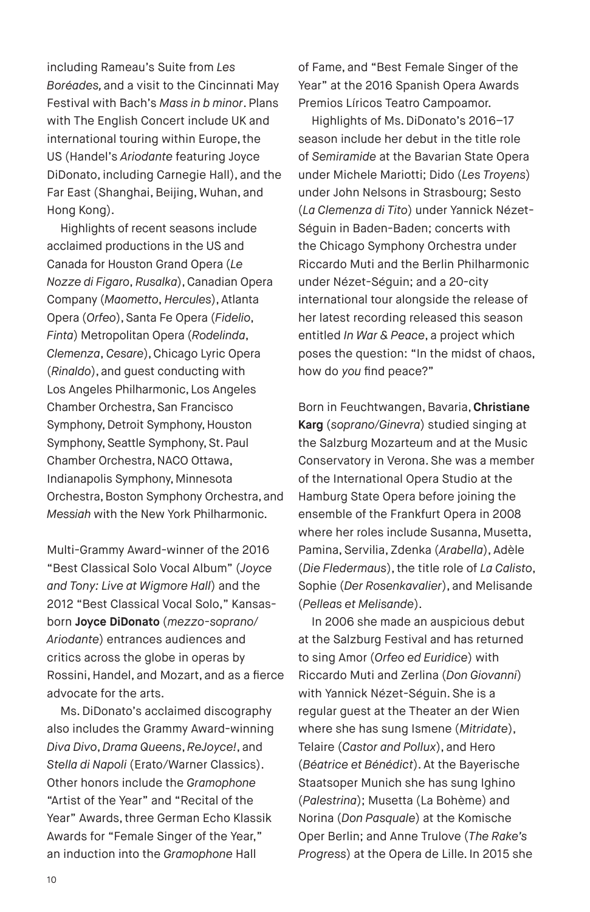including Rameau's Suite from *Les Boréades,* and a visit to the Cincinnati May Festival with Bach's *Mass in b minor*. Plans with The English Concert include UK and international touring within Europe, the US (Handel's *Ariodante* featuring Joyce DiDonato, including Carnegie Hall), and the Far East (Shanghai, Beijing, Wuhan, and Hong Kong).

Highlights of recent seasons include acclaimed productions in the US and Canada for Houston Grand Opera (*Le Nozze di Figaro*, *Rusalka*), Canadian Opera Company (*Maometto*, *Hercules*), Atlanta Opera (*Orfeo*), Santa Fe Opera (*Fidelio*, *Finta*) Metropolitan Opera (*Rodelinda*, *Clemenza*, *Cesare*), Chicago Lyric Opera (*Rinaldo*), and guest conducting with Los Angeles Philharmonic, Los Angeles Chamber Orchestra, San Francisco Symphony, Detroit Symphony, Houston Symphony, Seattle Symphony, St. Paul Chamber Orchestra, NACO Ottawa, Indianapolis Symphony, Minnesota Orchestra, Boston Symphony Orchestra, and *Messiah* with the New York Philharmonic.

Multi-Grammy Award-winner of the 2016 "Best Classical Solo Vocal Album" (*Joyce and Tony: Live at Wigmore Hall*) and the 2012 "Best Classical Vocal Solo," Kansas-born **Joyce DiDonato** (*mezzo-soprano/ Ariodante*) entrances audiences and critics across the globe in operas by Rossini, Handel, and Mozart, and as a fierce advocate for the arts.

Ms. DiDonato's acclaimed discography also includes the Grammy Award-winning *Diva Divo*, *Drama Queens*, *ReJoyce!*, and *Stella di Napoli* (Erato/Warner Classics). Other honors include the *Gramophone* "Artist of the Year" and "Recital of the Year" Awards, three German Echo Klassik Awards for "Female Singer of the Year," an induction into the *Gramophone* Hall of Fame, and "Best Female Singer of the Year" at the 2016 Spanish Opera Awards Premios Líricos Teatro Campoamor.

Highlights of Ms. DiDonato's 2016–17 season include her debut in the title role of *Semiramide* at the Bavarian State Opera under Michele Mariotti; Dido (*Les Troyens*) under John Nelsons in Strasbourg; Sesto (*La Clemenza di Tito*) under Yannick Nézet-Séguin in Baden-Baden; concerts with the Chicago Symphony Orchestra under Riccardo Muti and the Berlin Philharmonic under Nézet-Séguin; and a 20-city international tour alongside the release of her latest recording released this season entitled *In War & Peace*, a project which poses the question: "In the midst of chaos, how do *you* find peace?"

Born in Feuchtwangen, Bavaria, **Christiane Karg** (*soprano/Ginevra*) studied singing at the Salzburg Mozarteum and at the Music Conservatory in Verona. She was a member of the International Opera Studio at the Hamburg State Opera before joining the ensemble of the Frankfurt Opera in 2008 where her roles include Susanna, Musetta, Pamina, Servilia, Zdenka (*Arabella*), Adèle (*Die Fledermaus*), the title role of *La Calisto*, Sophie (*Der Rosenkavalier*), and Melisande (*Pelleas et Melisande*).

In 2006 she made an auspicious debut at the Salzburg Festival and has returned to sing Amor (*Orfeo ed Euridice*) with Riccardo Muti and Zerlina (*Don Giovanni*) with Yannick Nézet-Séguin. She is a regular guest at the Theater an der Wien where she has sung Ismene (*Mitridate*), Telaire (*Castor and Pollux*), and Hero (*Béatrice et Bénédict*). At the Bayerische Staatsoper Munich she has sung Ighino (*Palestrina*); Musetta (La Bohème) and Norina (*Don Pasquale*) at the Komische Oper Berlin; and Anne Trulove (*The Rake's Progress*) at the Opera de Lille. In 2015 she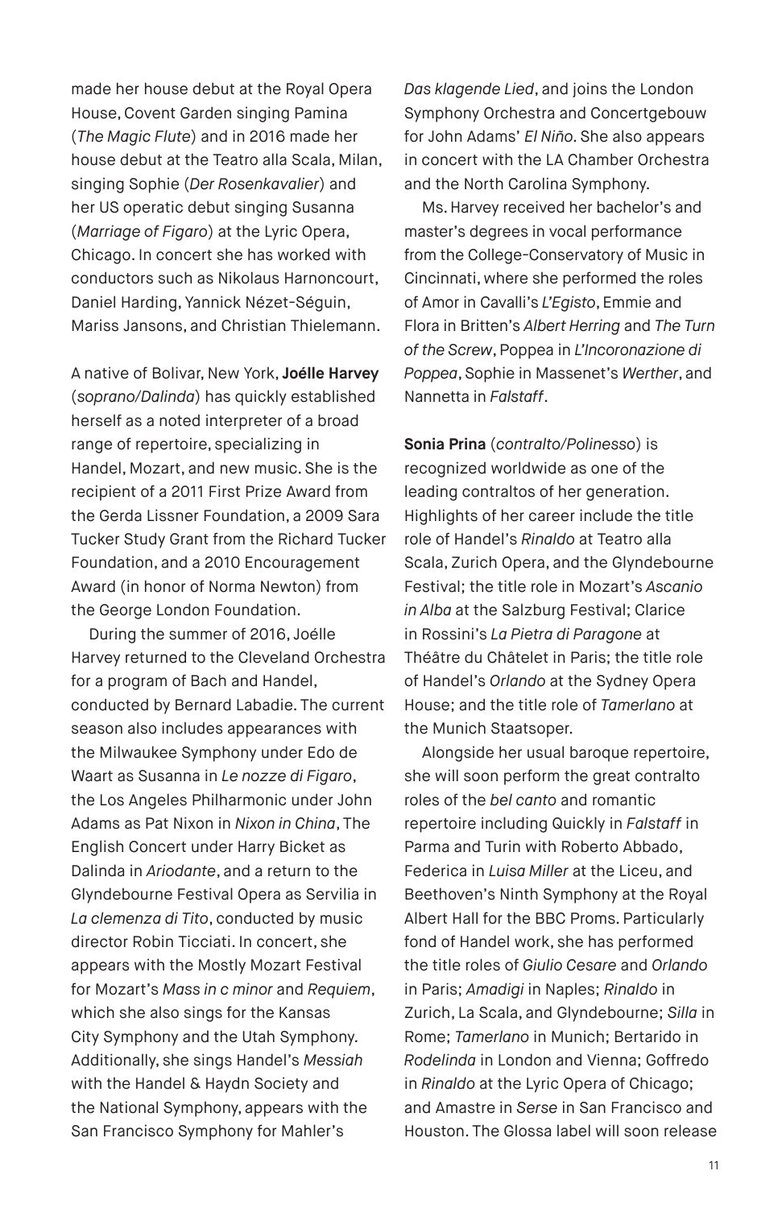made her house debut at the Royal Opera House, Covent Garden singing Pamina (*The Magic Flute*) and in 2016 made her house debut at the Teatro alla Scala, Milan, singing Sophie (*Der Rosenkavalier*) and her US operatic debut singing Susanna (*Marriage of Figaro*) at the Lyric Opera, Chicago. In concert she has worked with conductors such as Nikolaus Harnoncourt, Daniel Harding, Yannick Nézet-Séguin, Mariss Jansons, and Christian Thielemann.

A native of Bolivar, New York, **Joélle Harvey** (*soprano/Dalinda*) has quickly established herself as a noted interpreter of a broad range of repertoire, specializing in Handel, Mozart, and new music. She is the recipient of a 2011 First Prize Award from the Gerda Lissner Foundation, a 2009 Sara Tucker Study Grant from the Richard Tucker Foundation, and a 2010 Encouragement Award (in honor of Norma Newton) from the George London Foundation.

During the summer of 2016, Joélle Harvey returned to the Cleveland Orchestra for a program of Bach and Handel, conducted by Bernard Labadie. The current season also includes appearances with the Milwaukee Symphony under Edo de Waart as Susanna in *Le nozze di Figaro*, the Los Angeles Philharmonic under John Adams as Pat Nixon in *Nixon in China*, The English Concert under Harry Bicket as Dalinda in *Ariodante*, and a return to the Glyndebourne Festival Opera as Servilia in *La clemenza di Tito*, conducted by music director Robin Ticciati. In concert, she appears with the Mostly Mozart Festival for Mozart's *Mass in c minor* and *Requiem*, which she also sings for the Kansas City Symphony and the Utah Symphony. Additionally, she sings Handel's *Messiah* with the Handel & Haydn Society and the National Symphony, appears with the San Francisco Symphony for Mahler's *Das klagende Lied*, and joins the London Symphony Orchestra and Concertgebouw for John Adams' *El Niño*. She also appears in concert with the LA Chamber Orchestra and the North Carolina Symphony.

Ms. Harvey received her bachelor's and master's degrees in vocal performance from the College-Conservatory of Music in Cincinnati, where she performed the roles of Amor in Cavalli's *L'Egisto*, Emmie and Flora in Britten's *Albert Herring* and *The Turn of the Screw*, Poppea in *L'Incoronazione di Poppea*, Sophie in Massenet's *Werther*, and Nannetta in *Falstaff*.

**Sonia Prina** (*contralto/Polinesso*) is recognized worldwide as one of the leading contraltos of her generation. Highlights of her career include the title role of Handel's *Rinaldo* at Teatro alla Scala, Zurich Opera, and the Glyndebourne Festival; the title role in Mozart's *Ascanio in Alba* at the Salzburg Festival; Clarice in Rossini's *La Pietra di Paragone* at Théâtre du Châtelet in Paris; the title role of Handel's *Orlando* at the Sydney Opera House; and the title role of *Tamerlano* at the Munich Staatsoper.

Alongside her usual baroque repertoire, she will soon perform the great contralto roles of the *bel canto* and romantic repertoire including Quickly in *Falstaff* in Parma and Turin with Roberto Abbado, Federica in *Luisa Miller* at the Liceu, and Beethoven's Ninth Symphony at the Royal Albert Hall for the BBC Proms. Particularly fond of Handel work, she has performed the title roles of *Giulio Cesare* and *Orlando* in Paris; *Amadigi* in Naples; *Rinaldo* in Zurich, La Scala, and Glyndebourne; *Silla* in Rome; *Tamerlano* in Munich; Bertarido in *Rodelinda* in London and Vienna; Goffredo in *Rinaldo* at the Lyric Opera of Chicago; and Amastre in *Serse* in San Francisco and Houston. The Glossa label will soon release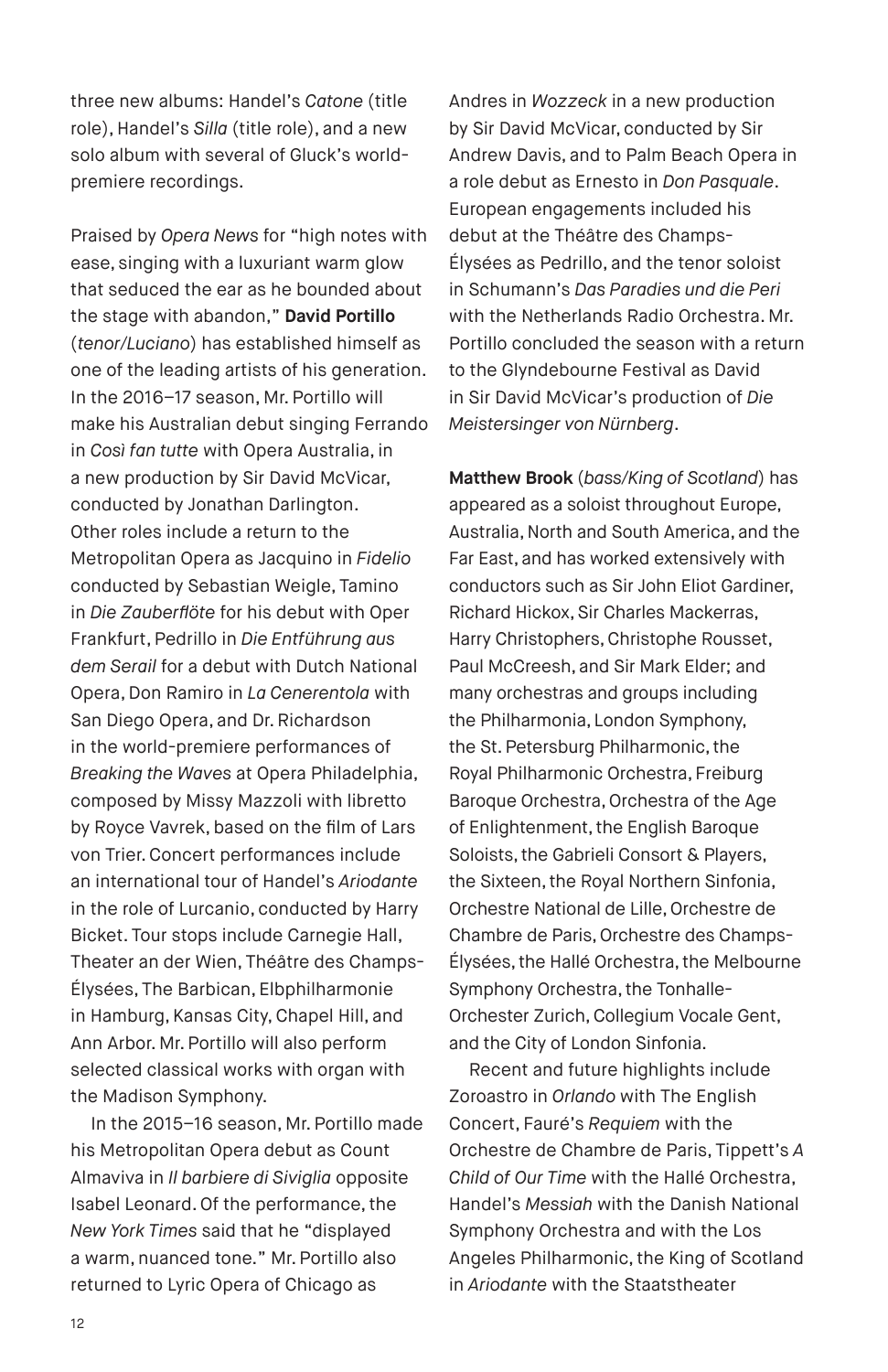three new albums: Handel's *Catone* (title role), Handel's *Silla* (title role), and a new solo album with several of Gluck's world-premiere recordings.

Praised by *Opera News* for "high notes with ease, singing with a luxuriant warm glow that seduced the ear as he bounded about the stage with abandon," **David Portillo** (*tenor/Luciano*) has established himself as one of the leading artists of his generation. In the 2016–17 season, Mr. Portillo will make his Australian debut singing Ferrando in *Così fan tutte* with Opera Australia, in a new production by Sir David McVicar, conducted by Jonathan Darlington. Other roles include a return to the Metropolitan Opera as Jacquino in *Fidelio* conducted by Sebastian Weigle, Tamino in *Die Zauberflöte* for his debut with Oper Frankfurt, Pedrillo in *Die Entführung aus dem Serail* for a debut with Dutch National Opera, Don Ramiro in *La Cenerentola* with San Diego Opera, and Dr. Richardson in the world-premiere performances of *Breaking the Waves* at Opera Philadelphia, composed by Missy Mazzoli with libretto by Royce Vavrek, based on the film of Lars von Trier. Concert performances include an international tour of Handel's *Ariodante* in the role of Lurcanio, conducted by Harry Bicket. Tour stops include Carnegie Hall, Theater an der Wien, Théâtre des Champs-Élysées, The Barbican, Elbphilharmonie in Hamburg, Kansas City, Chapel Hill, and Ann Arbor. Mr. Portillo will also perform selected classical works with organ with the Madison Symphony.

In the 2015–16 season, Mr. Portillo made his Metropolitan Opera debut as Count Almaviva in *Il barbiere di Siviglia* opposite Isabel Leonard. Of the performance, the *New York Times* said that he "displayed a warm, nuanced tone." Mr. Portillo also returned to Lyric Opera of Chicago as Andres in *Wozzeck* in a new production by Sir David McVicar, conducted by Sir Andrew Davis, and to Palm Beach Opera in a role debut as Ernesto in *Don Pasquale*. European engagements included his debut at the Théâtre des Champs-Élysées as Pedrillo, and the tenor soloist in Schumann's *Das Paradies und die Peri* with the Netherlands Radio Orchestra. Mr. Portillo concluded the season with a return to the Glyndebourne Festival as David in Sir David McVicar's production of *Die Meistersinger von Nürnberg*.

**Matthew Brook** (*bass/King of Scotland*) has appeared as a soloist throughout Europe, Australia, North and South America, and the Far East, and has worked extensively with conductors such as Sir John Eliot Gardiner, Richard Hickox, Sir Charles Mackerras, Harry Christophers, Christophe Rousset, Paul McCreesh, and Sir Mark Elder; and many orchestras and groups including the Philharmonia, London Symphony, the St. Petersburg Philharmonic, the Royal Philharmonic Orchestra, Freiburg Baroque Orchestra, Orchestra of the Age of Enlightenment, the English Baroque Soloists, the Gabrieli Consort & Players, the Sixteen, the Royal Northern Sinfonia, Orchestre National de Lille, Orchestre de Chambre de Paris, Orchestre des Champs-Élysées, the Hallé Orchestra, the Melbourne Symphony Orchestra, the Tonhalle-Orchester Zurich, Collegium Vocale Gent, and the City of London Sinfonia.

Recent and future highlights include Zoroastro in *Orlando* with The English Concert, Fauré's *Requiem* with the Orchestre de Chambre de Paris, Tippett's *A Child of Our Time* with the Hallé Orchestra, Handel's *Messiah* with the Danish National Symphony Orchestra and with the Los Angeles Philharmonic, the King of Scotland in *Ariodante* with the Staatstheater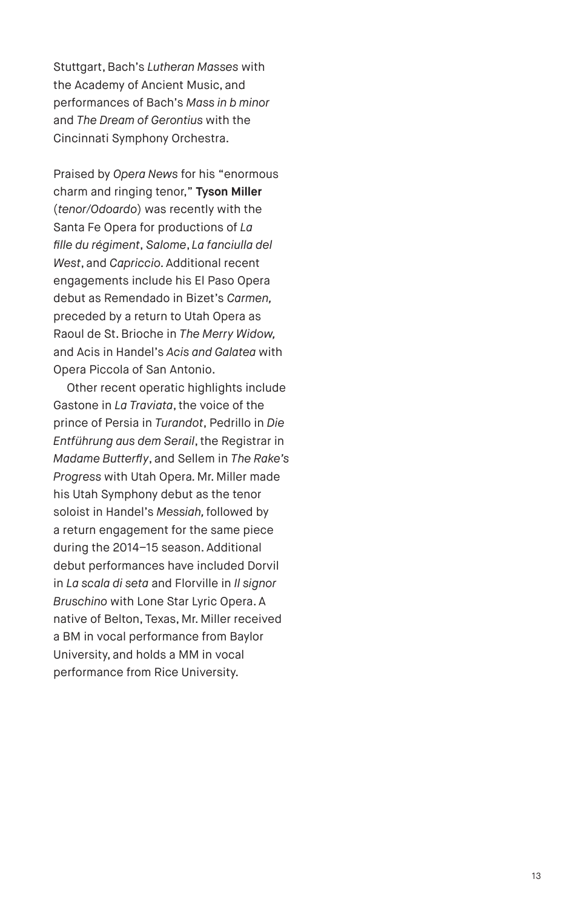Stuttgart, Bach's *Lutheran Masses* with the Academy of Ancient Music, and performances of Bach's *Mass in b minor* and *The Dream of Gerontius* with the Cincinnati Symphony Orchestra.

Praised by *Opera News* for his "enormous charm and ringing tenor," **Tyson Miller** (*tenor/Odoardo*) was recently with the Santa Fe Opera for productions of *La fille du régiment*, *Salome*, *La fanciulla del West*, and *Capriccio.* Additional recent engagements include his El Paso Opera debut as Remendado in Bizet's *Carmen,* preceded by a return to Utah Opera as Raoul de St. Brioche in *The Merry Widow,* and Acis in Handel's *Acis and Galatea* with Opera Piccola of San Antonio.

Other recent operatic highlights include Gastone in *La Traviata*, the voice of the prince of Persia in *Turandot*, Pedrillo in *Die Entführung aus dem Serail*, the Registrar in *Madame Butterfly*, and Sellem in *The Rake's Progress* with Utah Opera. Mr. Miller made his Utah Symphony debut as the tenor soloist in Handel's *Messiah,* followed by a return engagement for the same piece during the 2014–15 season. Additional debut performances have included Dorvil in *La scala di seta* and Florville in *Il signor Bruschino* with Lone Star Lyric Opera. A native of Belton, Texas, Mr. Miller received a BM in vocal performance from Baylor University, and holds a MM in vocal performance from Rice University.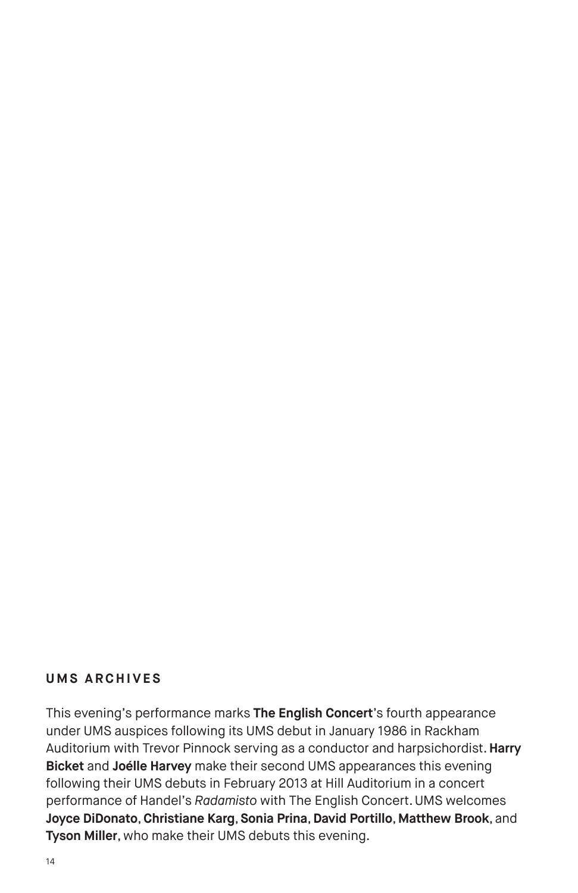## UMS ARCHIVES

This evening's performance marks **The English Concert**'s fourth appearance under UMS auspices following its UMS debut in January 1986 in Rackham Auditorium with Trevor Pinnock serving as a conductor and harpsichordist. **Harry Bicket** and **Joélle Harvey** make their second UMS appearances this evening following their UMS debuts in February 2013 at Hill Auditorium in a concert performance of Handel's *Radamisto* with The English Concert. UMS welcomes **Joyce DiDonato**, **Christiane Karg**, **Sonia Prina**, **David Portillo**, **Matthew Brook**, and **Tyson Miller**, who make their UMS debuts this evening.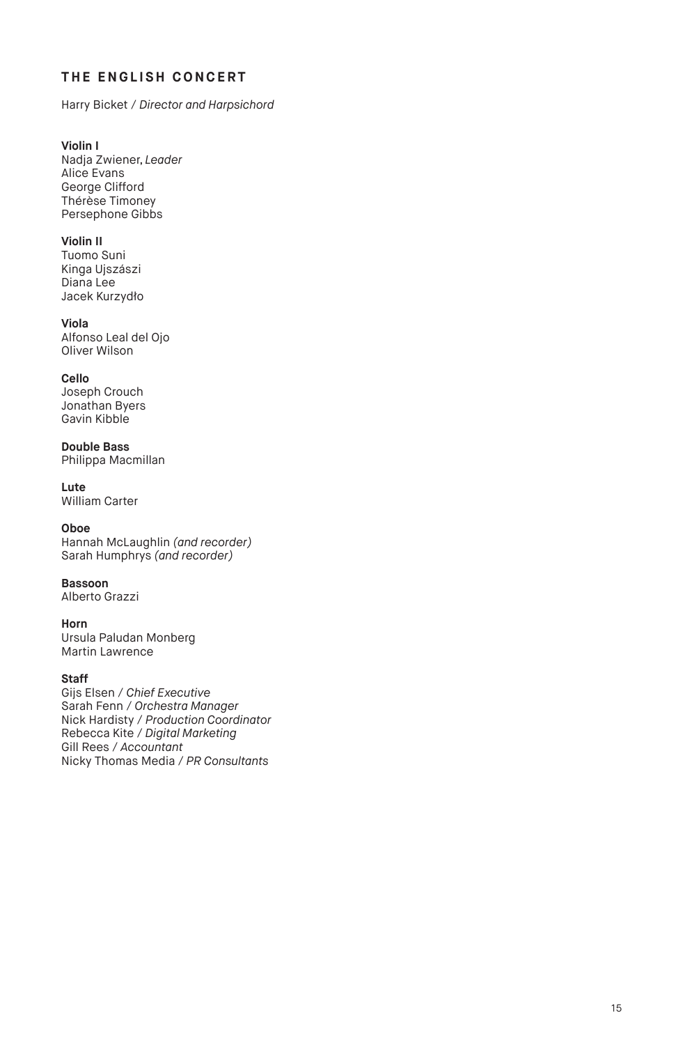## THE ENGLISH CONCERT

Harry Bicket / *Director and Harpsichord*

**Violin I**
Nadja Zwiener, *Leader*
Alice Evans
George Clifford
Thérèse Timoney
Persephone Gibbs

**Violin II**
Tuomo Suni
Kinga Ujszászi
Diana Lee
Jacek Kurzydło

**Viola**
Alfonso Leal del Ojo
Oliver Wilson

**Cello**
Joseph Crouch
Jonathan Byers
Gavin Kibble

**Double Bass**
Philippa Macmillan

**Lute**
William Carter

**Oboe**
Hannah McLaughlin *(and recorder)*
Sarah Humphrys *(and recorder)*

**Bassoon**
Alberto Grazzi

**Horn**
Ursula Paludan Monberg
Martin Lawrence

**Staff**
Gijs Elsen / *Chief Executive*
Sarah Fenn / *Orchestra Manager*
Nick Hardisty / *Production Coordinator*
Rebecca Kite / *Digital Marketing*
Gill Rees / *Accountant*
Nicky Thomas Media / *PR Consultants*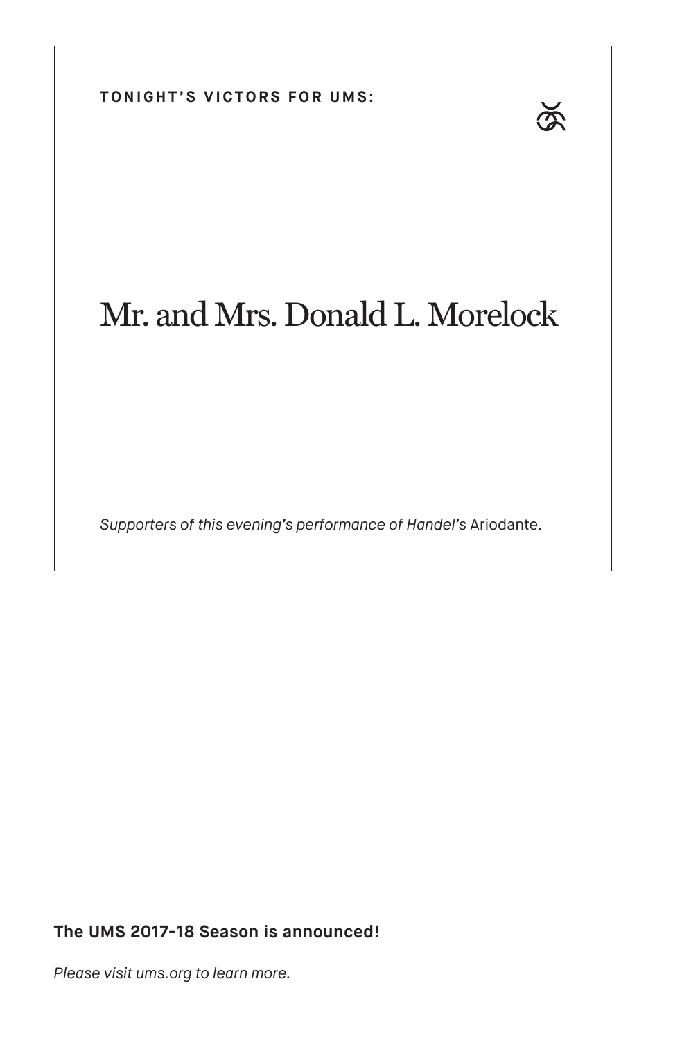**TONIGHT'S VICTORS FOR UMS:**

# Mr. and Mrs. Donald L. Morelock

*Supporters of this evening's performance of Handel's* Ariodante*.*

**The UMS 2017-18 Season is announced!**

*Please visit ums.org to learn more.*